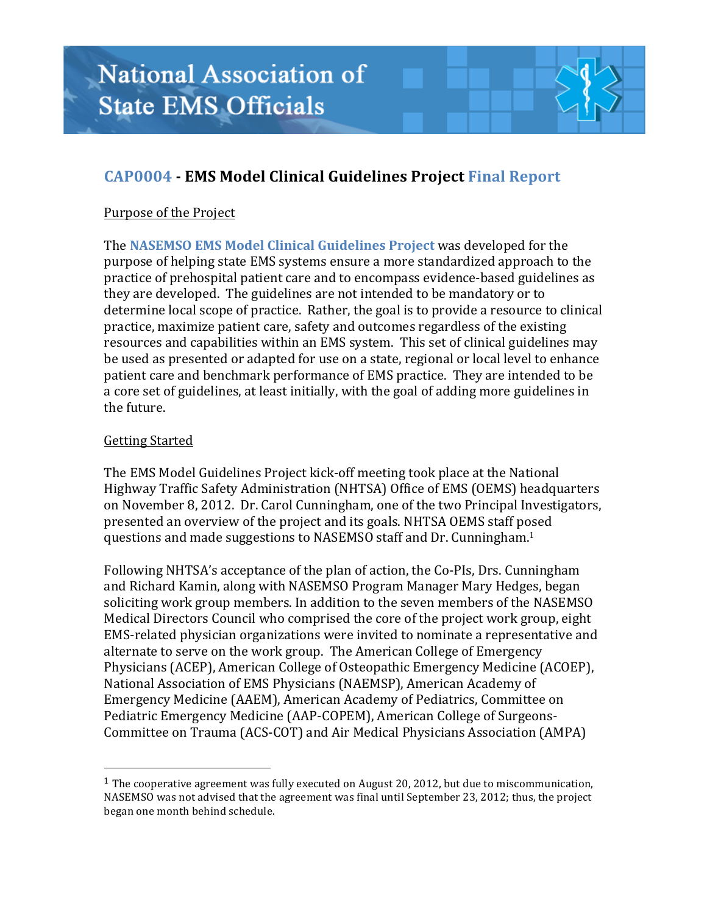# National Association of State EMS Officials

## CAP0004 - EMS Model Clinical Guidelines Project Final Report

Purpose of the Project

The **NASEMSO EMS Model Clinical Guidelines Project** was developed for the purpose of helping state EMS systems ensure a more standardized approach to the practice of prehospital patient care and to encompass evidence-based guidelines as they are developed. The guidelines are not intended to be mandatory or to determine local scope of practice. Rather, the goal is to provide a resource to clinical practice, maximize patient care, safety and outcomes regardless of the existing resources and capabilities within an EMS system. This set of clinical guidelines may be used as presented or adapted for use on a state, regional or local level to enhance patient care and benchmark performance of EMS practice. They are intended to be a core set of guidelines, at least initially, with the goal of adding more guidelines in the future.

Getting Started

The EMS Model Guidelines Project kick-off meeting took place at the National Highway Traffic Safety Administration (NHTSA) Office of EMS (OEMS) headquarters on November 8, 2012. Dr. Carol Cunningham, one of the two Principal Investigators, presented an overview of the project and its goals. NHTSA OEMS staff posed questions and made suggestions to NASEMSO staff and Dr. Cunningham.[1]

Following NHTSA's acceptance of the plan of action, the Co-PIs, Drs. Cunningham and Richard Kamin, along with NASEMSO Program Manager Mary Hedges, began soliciting work group members. In addition to the seven members of the NASEMSO Medical Directors Council who comprised the core of the project work group, eight EMS-related physician organizations were invited to nominate a representative and alternate to serve on the work group. The American College of Emergency Physicians (ACEP), American College of Osteopathic Emergency Medicine (ACOEP), National Association of EMS Physicians (NAEMSP), American Academy of Emergency Medicine (AAEM), American Academy of Pediatrics, Committee on Pediatric Emergency Medicine (AAP-COPEM), American College of Surgeons-Committee on Trauma (ACS-COT) and Air Medical Physicians Association (AMPA)

---

[1] The cooperative agreement was fully executed on August 20, 2012, but due to miscommunication, NASEMSO was not advised that the agreement was final until September 23, 2012; thus, the project began one month behind schedule.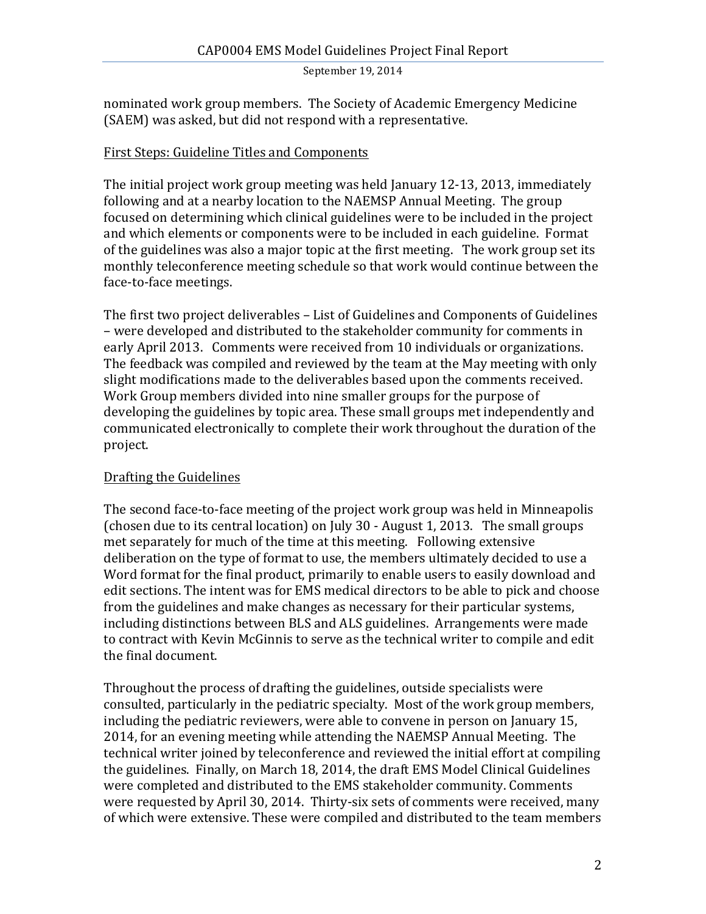nominated work group members. The Society of Academic Emergency Medicine (SAEM) was asked, but did not respond with a representative.

<u>First Steps: Guideline Titles and Components</u>

The initial project work group meeting was held January 12-13, 2013, immediately following and at a nearby location to the NAEMSP Annual Meeting. The group focused on determining which clinical guidelines were to be included in the project and which elements or components were to be included in each guideline. Format of the guidelines was also a major topic at the first meeting. The work group set its monthly teleconference meeting schedule so that work would continue between the face-to-face meetings.

The first two project deliverables – List of Guidelines and Components of Guidelines – were developed and distributed to the stakeholder community for comments in early April 2013. Comments were received from 10 individuals or organizations. The feedback was compiled and reviewed by the team at the May meeting with only slight modifications made to the deliverables based upon the comments received. Work Group members divided into nine smaller groups for the purpose of developing the guidelines by topic area. These small groups met independently and communicated electronically to complete their work throughout the duration of the project.

<u>Drafting the Guidelines</u>

The second face-to-face meeting of the project work group was held in Minneapolis (chosen due to its central location) on July 30 - August 1, 2013. The small groups met separately for much of the time at this meeting. Following extensive deliberation on the type of format to use, the members ultimately decided to use a Word format for the final product, primarily to enable users to easily download and edit sections. The intent was for EMS medical directors to be able to pick and choose from the guidelines and make changes as necessary for their particular systems, including distinctions between BLS and ALS guidelines. Arrangements were made to contract with Kevin McGinnis to serve as the technical writer to compile and edit the final document.

Throughout the process of drafting the guidelines, outside specialists were consulted, particularly in the pediatric specialty. Most of the work group members, including the pediatric reviewers, were able to convene in person on January 15, 2014, for an evening meeting while attending the NAEMSP Annual Meeting. The technical writer joined by teleconference and reviewed the initial effort at compiling the guidelines. Finally, on March 18, 2014, the draft EMS Model Clinical Guidelines were completed and distributed to the EMS stakeholder community. Comments were requested by April 30, 2014. Thirty-six sets of comments were received, many of which were extensive. These were compiled and distributed to the team members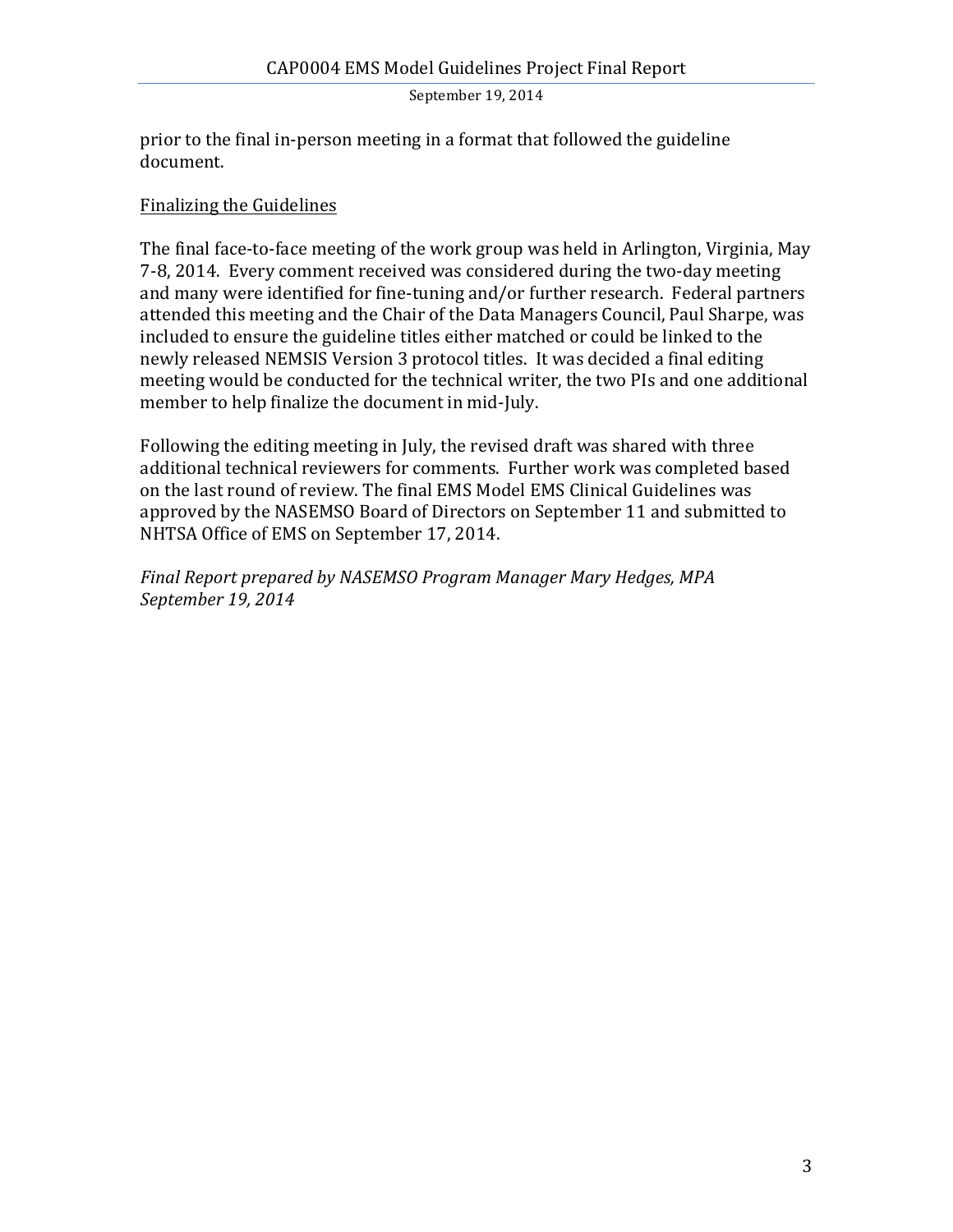prior to the final in-person meeting in a format that followed the guideline document.

Finalizing the Guidelines

The final face-to-face meeting of the work group was held in Arlington, Virginia, May 7-8, 2014. Every comment received was considered during the two-day meeting and many were identified for fine-tuning and/or further research. Federal partners attended this meeting and the Chair of the Data Managers Council, Paul Sharpe, was included to ensure the guideline titles either matched or could be linked to the newly released NEMSIS Version 3 protocol titles. It was decided a final editing meeting would be conducted for the technical writer, the two PIs and one additional member to help finalize the document in mid-July.

Following the editing meeting in July, the revised draft was shared with three additional technical reviewers for comments. Further work was completed based on the last round of review. The final EMS Model EMS Clinical Guidelines was approved by the NASEMSO Board of Directors on September 11 and submitted to NHTSA Office of EMS on September 17, 2014.

*Final Report prepared by NASEMSO Program Manager Mary Hedges, MPA*
*September 19, 2014*